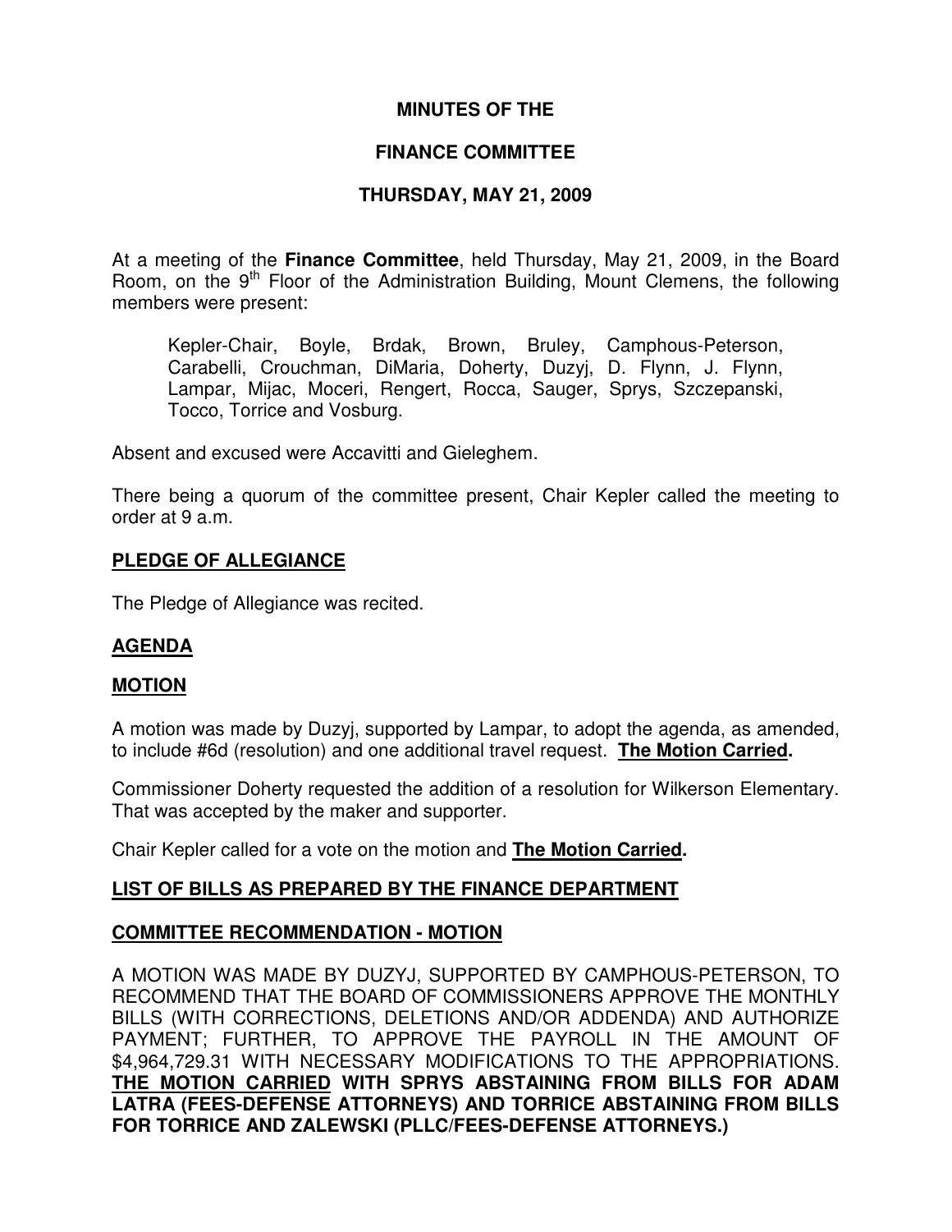# MINUTES OF THE

# FINANCE COMMITTEE

## THURSDAY, MAY 21, 2009

At a meeting of the **Finance Committee**, held Thursday, May 21, 2009, in the Board Room, on the 9th Floor of the Administration Building, Mount Clemens, the following members were present:

> Kepler-Chair, Boyle, Brdak, Brown, Bruley, Camphous-Peterson, Carabelli, Crouchman, DiMaria, Doherty, Duzyj, D. Flynn, J. Flynn, Lampar, Mijac, Moceri, Rengert, Rocca, Sauger, Sprys, Szczepanski, Tocco, Torrice and Vosburg.

Absent and excused were Accavitti and Gieleghem.

There being a quorum of the committee present, Chair Kepler called the meeting to order at 9 a.m.

## PLEDGE OF ALLEGIANCE

The Pledge of Allegiance was recited.

## AGENDA

## MOTION

A motion was made by Duzyj, supported by Lampar, to adopt the agenda, as amended, to include #6d (resolution) and one additional travel request. **The Motion Carried.**

Commissioner Doherty requested the addition of a resolution for Wilkerson Elementary. That was accepted by the maker and supporter.

Chair Kepler called for a vote on the motion and **The Motion Carried.**

## LIST OF BILLS AS PREPARED BY THE FINANCE DEPARTMENT

## COMMITTEE RECOMMENDATION - MOTION

A MOTION WAS MADE BY DUZYJ, SUPPORTED BY CAMPHOUS-PETERSON, TO RECOMMEND THAT THE BOARD OF COMMISSIONERS APPROVE THE MONTHLY BILLS (WITH CORRECTIONS, DELETIONS AND/OR ADDENDA) AND AUTHORIZE PAYMENT; FURTHER, TO APPROVE THE PAYROLL IN THE AMOUNT OF $4,964,729.31 WITH NECESSARY MODIFICATIONS TO THE APPROPRIATIONS. **THE MOTION CARRIED WITH SPRYS ABSTAINING FROM BILLS FOR ADAM LATRA (FEES-DEFENSE ATTORNEYS) AND TORRICE ABSTAINING FROM BILLS FOR TORRICE AND ZALEWSKI (PLLC/FEES-DEFENSE ATTORNEYS.)**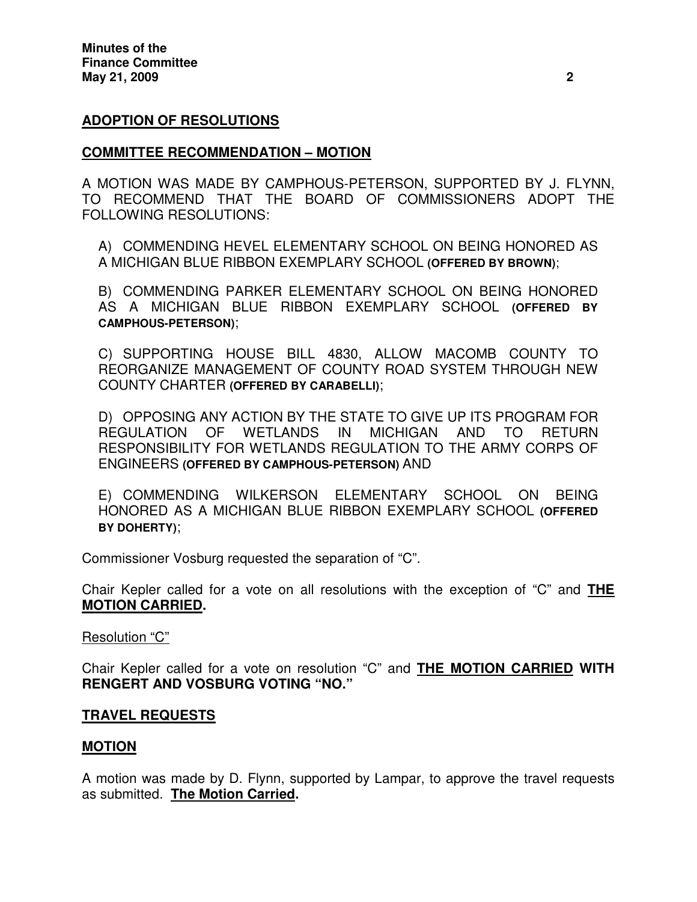## ADOPTION OF RESOLUTIONS

### COMMITTEE RECOMMENDATION – MOTION

A MOTION WAS MADE BY CAMPHOUS-PETERSON, SUPPORTED BY J. FLYNN, TO RECOMMEND THAT THE BOARD OF COMMISSIONERS ADOPT THE FOLLOWING RESOLUTIONS:

A) COMMENDING HEVEL ELEMENTARY SCHOOL ON BEING HONORED AS A MICHIGAN BLUE RIBBON EXEMPLARY SCHOOL **(OFFERED BY BROWN)**;

B) COMMENDING PARKER ELEMENTARY SCHOOL ON BEING HONORED AS A MICHIGAN BLUE RIBBON EXEMPLARY SCHOOL **(OFFERED BY CAMPHOUS-PETERSON)**;

C) SUPPORTING HOUSE BILL 4830, ALLOW MACOMB COUNTY TO REORGANIZE MANAGEMENT OF COUNTY ROAD SYSTEM THROUGH NEW COUNTY CHARTER **(OFFERED BY CARABELLI)**;

D) OPPOSING ANY ACTION BY THE STATE TO GIVE UP ITS PROGRAM FOR REGULATION OF WETLANDS IN MICHIGAN AND TO RETURN RESPONSIBILITY FOR WETLANDS REGULATION TO THE ARMY CORPS OF ENGINEERS **(OFFERED BY CAMPHOUS-PETERSON)** AND

E) COMMENDING WILKERSON ELEMENTARY SCHOOL ON BEING HONORED AS A MICHIGAN BLUE RIBBON EXEMPLARY SCHOOL **(OFFERED BY DOHERTY)**;

Commissioner Vosburg requested the separation of "C".

Chair Kepler called for a vote on all resolutions with the exception of "C" and **THE MOTION CARRIED.**

Resolution "C"

Chair Kepler called for a vote on resolution "C" and **THE MOTION CARRIED WITH RENGERT AND VOSBURG VOTING "NO."**

## TRAVEL REQUESTS

### MOTION

A motion was made by D. Flynn, supported by Lampar, to approve the travel requests as submitted. **The Motion Carried.**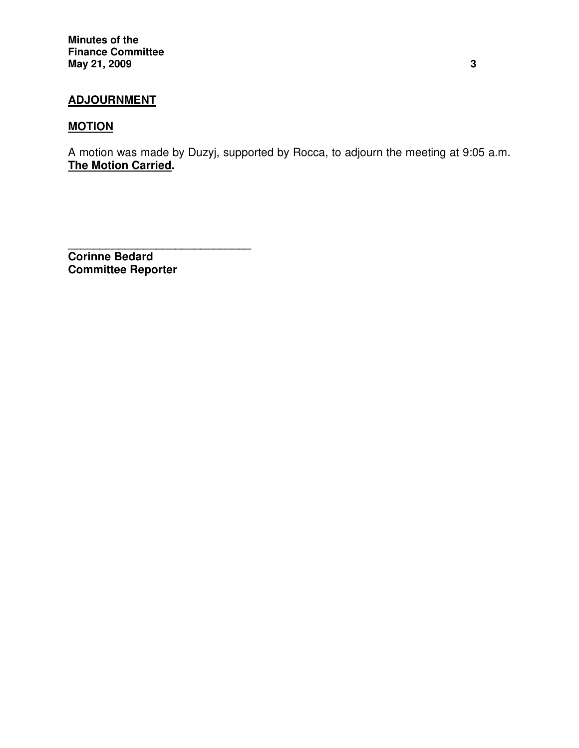## ADJOURNMENT

## MOTION

A motion was made by Duzyj, supported by Rocca, to adjourn the meeting at 9:05 a.m. **The Motion Carried.**

______________________________
**Corinne Bedard**
**Committee Reporter**